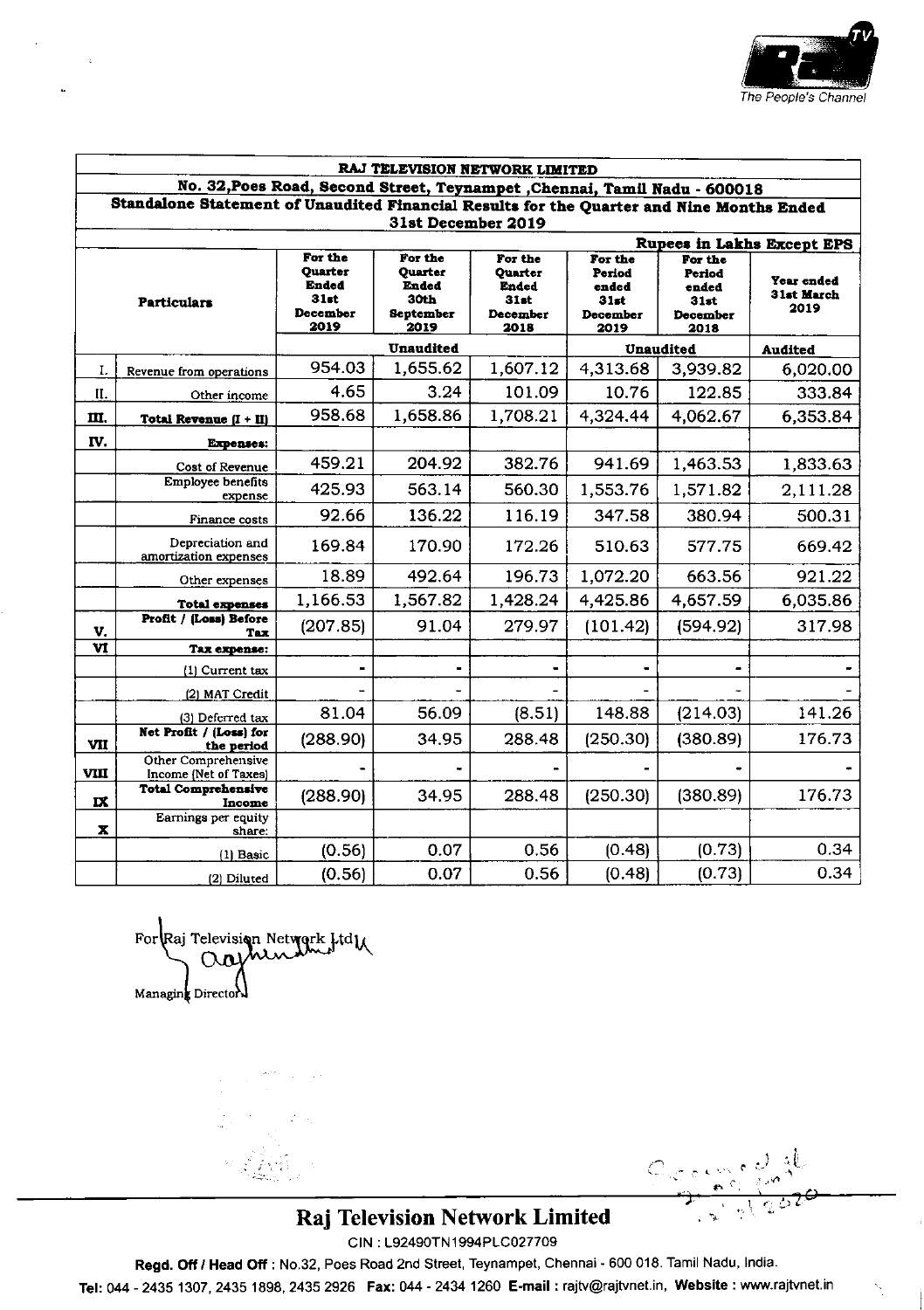# RAJ TELEVISION NETWORK LIMITED

No. 32,Poes Road, Second Street, Teynampet ,Chennai, Tamil Nadu - 600018

## Standalone Statement of Unaudited Financial Results for the Quarter and Nine Months Ended 31st December 2019

**Rupees in Lakhs Except EPS**

| | Particulars | For the Quarter Ended 31st December 2019 | For the Quarter Ended 30th September 2019 | For the Quarter Ended 31st December 2018 | For the Period ended 31st December 2019 | For the Period ended 31st December 2018 | Year ended 31st March 2019 |
|---|---|---|---|---|---|---|---|
| | | Unaudited | | | Unaudited | | Audited |
| I. | Revenue from operations | 954.03 | 1,655.62 | 1,607.12 | 4,313.68 | 3,939.82 | 6,020.00 |
| II. | Other income | 4.65 | 3.24 | 101.09 | 10.76 | 122.85 | 333.84 |
| III. | **Total Revenue (I + II)** | 958.68 | 1,658.86 | 1,708.21 | 4,324.44 | 4,062.67 | 6,353.84 |
| IV. | **Expenses:** | | | | | | |
| | Cost of Revenue | 459.21 | 204.92 | 382.76 | 941.69 | 1,463.53 | 1,833.63 |
| | Employee benefits expense | 425.93 | 563.14 | 560.30 | 1,553.76 | 1,571.82 | 2,111.28 |
| | Finance costs | 92.66 | 136.22 | 116.19 | 347.58 | 380.94 | 500.31 |
| | Depreciation and amortization expenses | 169.84 | 170.90 | 172.26 | 510.63 | 577.75 | 669.42 |
| | Other expenses | 18.89 | 492.64 | 196.73 | 1,072.20 | 663.56 | 921.22 |
| | **Total expenses** | 1,166.53 | 1,567.82 | 1,428.24 | 4,425.86 | 4,657.59 | 6,035.86 |
| V. | **Profit / (Loss) Before Tax** | (207.85) | 91.04 | 279.97 | (101.42) | (594.92) | 317.98 |
| VI | **Tax expense:** | | | | | | |
| | (1) Current tax | - | - | - | - | - | - |
| | (2) MAT Credit | - | - | - | - | - | - |
| | (3) Deferred tax | 81.04 | 56.09 | (8.51) | 148.88 | (214.03) | 141.26 |
| VII | **Net Profit / (Loss) for the period** | (288.90) | 34.95 | 288.48 | (250.30) | (380.89) | 176.73 |
| VIII | Other Comprehensive Income (Net of Taxes) | - | - | - | - | - | - |
| IX | **Total Comprehensive Income** | (288.90) | 34.95 | 288.48 | (250.30) | (380.89) | 176.73 |
| X | Earnings per equity share: | | | | | | |
| | (1) Basic | (0.56) | 0.07 | 0.56 | (0.48) | (0.73) | 0.34 |
| | (2) Diluted | (0.56) | 0.07 | 0.56 | (0.48) | (0.73) | 0.34 |

For Raj Television Network Ltd

Managing Director

**Raj Television Network Limited**

CIN : L92490TN1994PLC027709

**Regd. Off / Head Off :** No.32, Poes Road 2nd Street, Teynampet, Chennai - 600 018. Tamil Nadu, India.

**Tel:** 044 - 2435 1307, 2435 1898, 2435 2926 **Fax:** 044 - 2434 1260 **E-mail :** rajtv@rajtvnet.in, **Website :** www.rajtvnet.in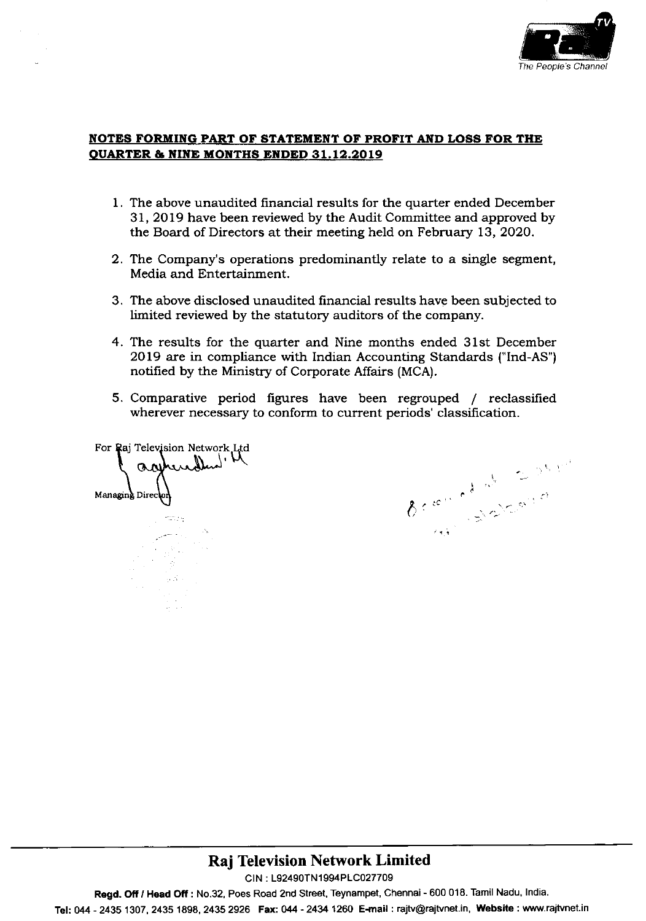## NOTES FORMING PART OF STATEMENT OF PROFIT AND LOSS FOR THE QUARTER & NINE MONTHS ENDED 31.12.2019

1. The above unaudited financial results for the quarter ended December 31, 2019 have been reviewed by the Audit Committee and approved by the Board of Directors at their meeting held on February 13, 2020.

2. The Company's operations predominantly relate to a single segment, Media and Entertainment.

3. The above disclosed unaudited financial results have been subjected to limited reviewed by the statutory auditors of the company.

4. The results for the quarter and Nine months ended 31st December 2019 are in compliance with Indian Accounting Standards ("Ind-AS") notified by the Ministry of Corporate Affairs (MCA).

5. Comparative period figures have been regrouped / reclassified wherever necessary to conform to current periods' classification.

For Raj Television Network Ltd

Managing Director

**Raj Television Network Limited**

CIN : L92490TN1994PLC027709

**Regd. Off / Head Off :** No.32, Poes Road 2nd Street, Teynampet, Chennai - 600 018. Tamil Nadu, India.

**Tel:** 044 - 2435 1307, 2435 1898, 2435 2926 **Fax:** 044 - 2434 1260 **E-mail :** rajtv@rajtvnet.in, **Website :** www.rajtvnet.in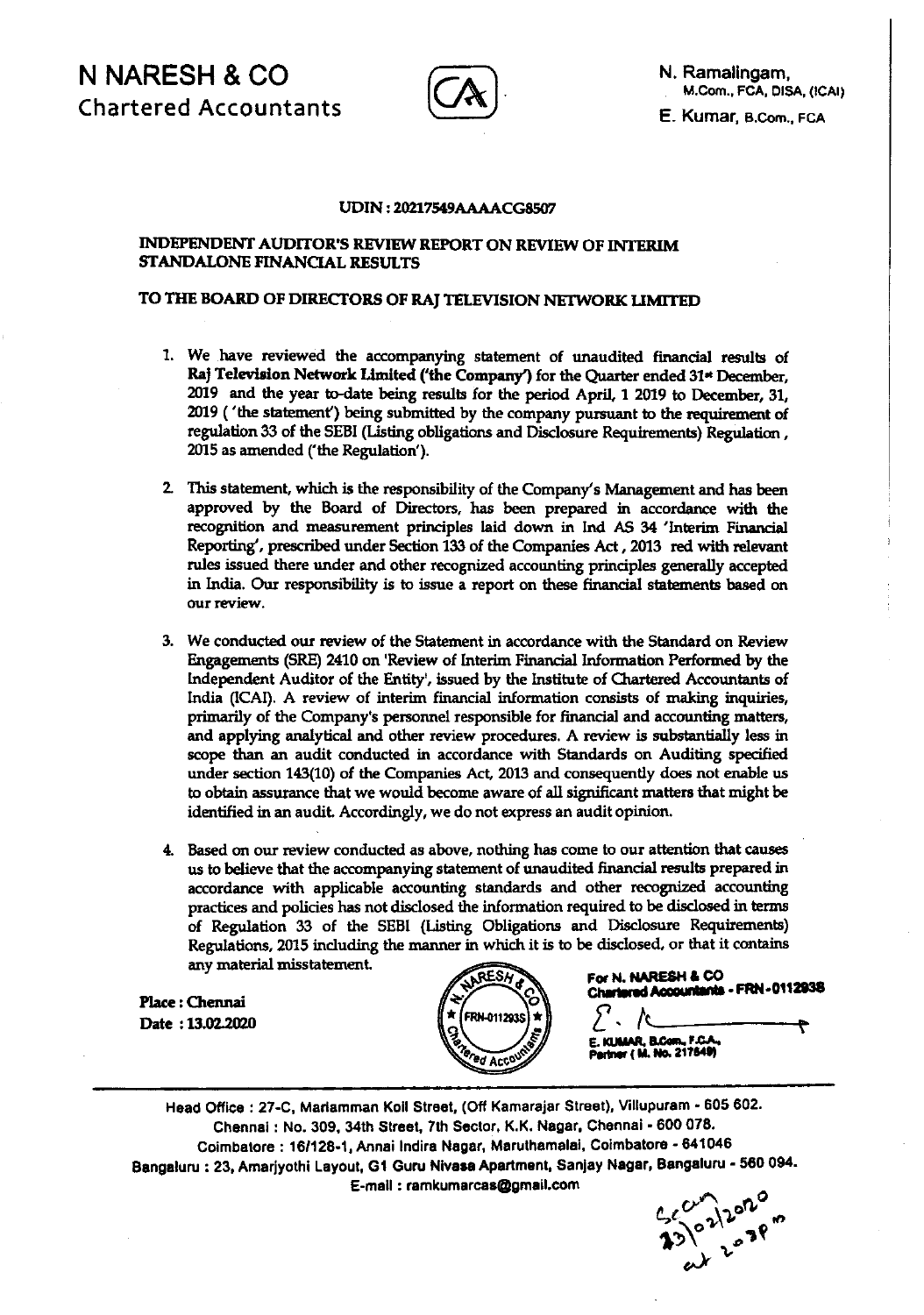# N NARESH & CO
## Chartered Accountants

N. Ramalingam, M.Com., FCA, DISA, (ICAI)
E. Kumar, B.Com., FCA

**UDIN : 20217549AAAACG8507**

**INDEPENDENT AUDITOR'S REVIEW REPORT ON REVIEW OF INTERIM STANDALONE FINANCIAL RESULTS**

**TO THE BOARD OF DIRECTORS OF RAJ TELEVISION NETWORK LIMITED**

1. We have reviewed the accompanying statement of unaudited financial results of **Raj Television Network Limited ('the Company')** for the Quarter ended 31st December, 2019 and the year to-date being results for the period April, 1 2019 to December, 31, 2019 ( 'the statement') being submitted by the company pursuant to the requirement of regulation 33 of the SEBI (Listing obligations and Disclosure Requirements) Regulation , 2015 as amended ('the Regulation').

2. This statement, which is the responsibility of the Company's Management and has been approved by the Board of Directors, has been prepared in accordance with the recognition and measurement principles laid down in Ind AS 34 'Interim Financial Reporting', prescribed under Section 133 of the Companies Act , 2013 red with relevant rules issued there under and other recognized accounting principles generally accepted in India. Our responsibility is to issue a report on these financial statements based on our review.

3. We conducted our review of the Statement in accordance with the Standard on Review Engagements (SRE) 2410 on 'Review of Interim Financial Information Performed by the Independent Auditor of the Entity', issued by the Institute of Chartered Accountants of India (ICAI). A review of interim financial information consists of making inquiries, primarily of the Company's personnel responsible for financial and accounting matters, and applying analytical and other review procedures. A review is substantially less in scope than an audit conducted in accordance with Standards on Auditing specified under section 143(10) of the Companies Act, 2013 and consequently does not enable us to obtain assurance that we would become aware of all significant matters that might be identified in an audit. Accordingly, we do not express an audit opinion.

4. Based on our review conducted as above, nothing has come to our attention that causes us to believe that the accompanying statement of unaudited financial results prepared in accordance with applicable accounting standards and other recognized accounting practices and policies has not disclosed the information required to be disclosed in terms of Regulation 33 of the SEBI (Listing Obligations and Disclosure Requirements) Regulations, 2015 including the manner in which it is to be disclosed, or that it contains any material misstatement.

**Place : Chennai**
**Date : 13.02.2020**

For N. NARESH & CO
Chartered Accountants - FRN - 011293S

E. KUMAR, B.Com., F.C.A.
Partner ( M. No. 217549)

Head Office : 27-C, Mariamman Koil Street, (Off Kamarajar Street), Villupuram - 605 602.
Chennai : No. 309, 34th Street, 7th Sector, K.K. Nagar, Chennai - 600 078.
Coimbatore : 16/128-1, Annai Indira Nagar, Maruthamalai, Coimbatore - 641046
Bangaluru : 23, Amarjyothi Layout, G1 Guru Nivasa Apartment, Sanjay Nagar, Bangaluru - 560 094.
E-mail : ramkumarcas@gmail.com